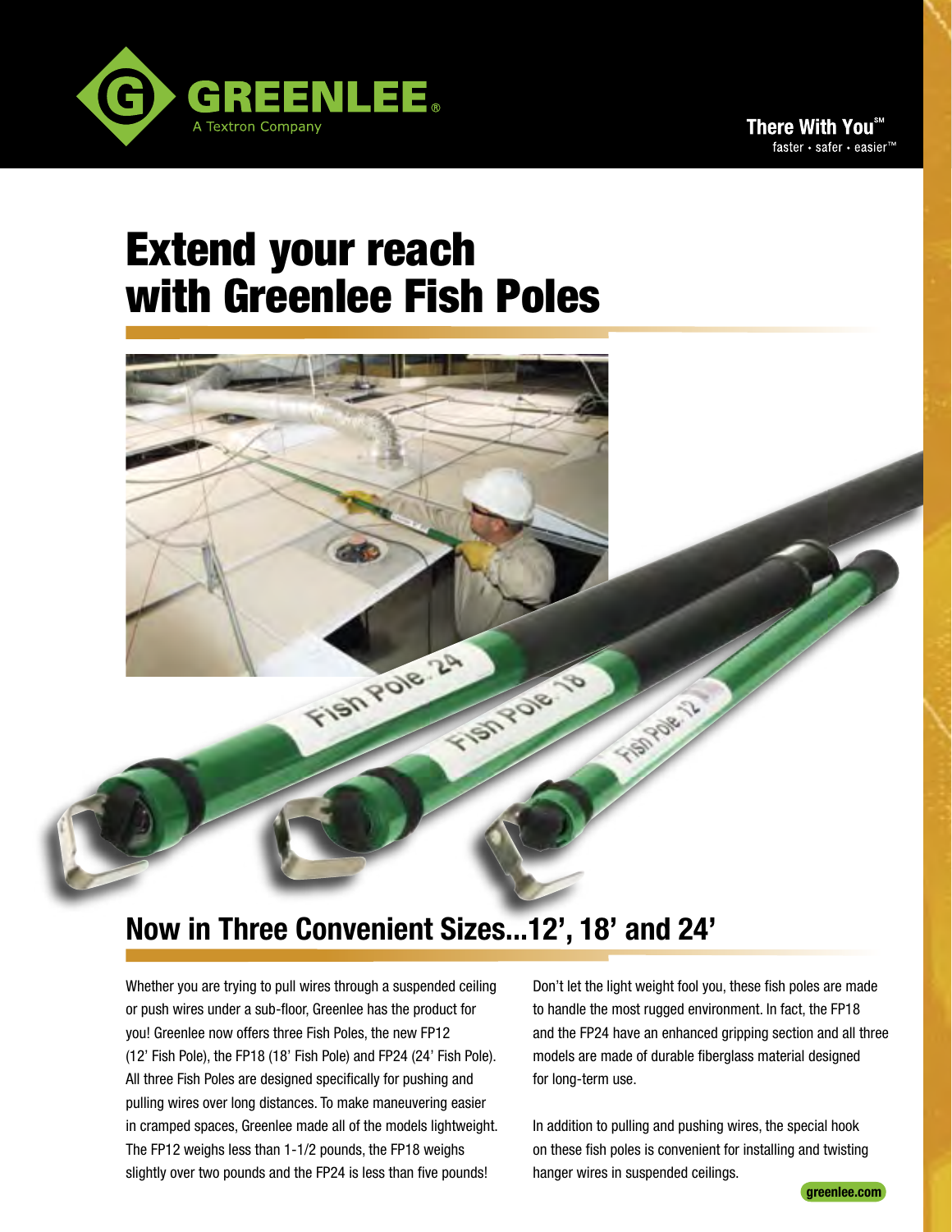GREENLEE®
A Textron Company

There With You℠
faster • safer • easier™

# Extend your reach with Greenlee Fish Poles

## Now in Three Convenient Sizes...12', 18' and 24'

Whether you are trying to pull wires through a suspended ceiling or push wires under a sub-floor, Greenlee has the product for you! Greenlee now offers three Fish Poles, the new FP12 (12' Fish Pole), the FP18 (18' Fish Pole) and FP24 (24' Fish Pole). All three Fish Poles are designed specifically for pushing and pulling wires over long distances. To make maneuvering easier in cramped spaces, Greenlee made all of the models lightweight. The FP12 weighs less than 1-1/2 pounds, the FP18 weighs slightly over two pounds and the FP24 is less than five pounds!

Don't let the light weight fool you, these fish poles are made to handle the most rugged environment. In fact, the FP18 and the FP24 have an enhanced gripping section and all three models are made of durable fiberglass material designed for long-term use.

In addition to pulling and pushing wires, the special hook on these fish poles is convenient for installing and twisting hanger wires in suspended ceilings.

greenlee.com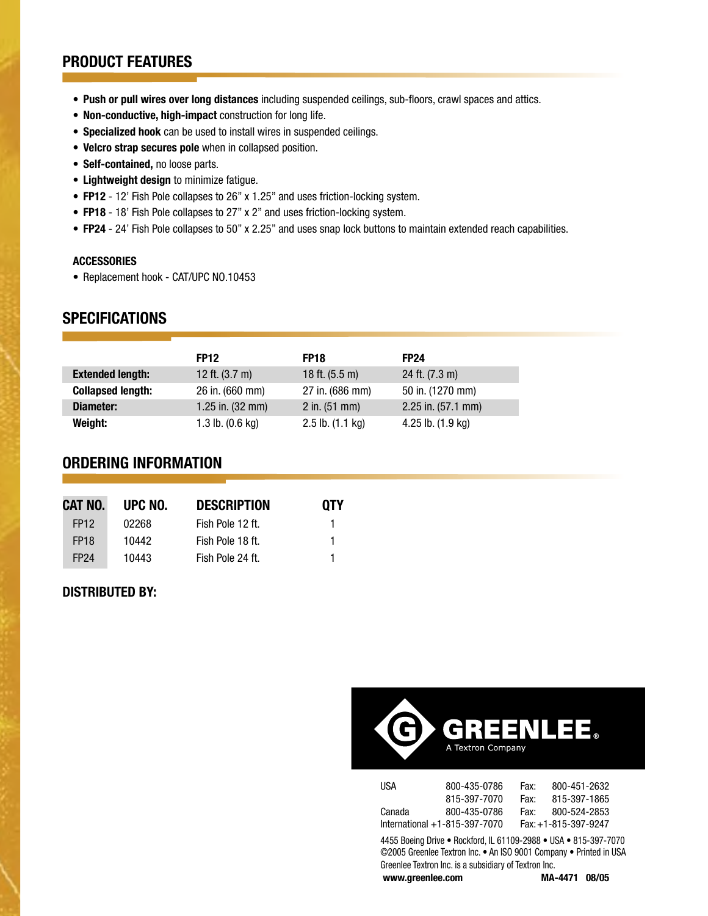## PRODUCT FEATURES

- **Push or pull wires over long distances** including suspended ceilings, sub-floors, crawl spaces and attics.
- **Non-conductive, high-impact** construction for long life.
- **Specialized hook** can be used to install wires in suspended ceilings.
- **Velcro strap secures pole** when in collapsed position.
- **Self-contained,** no loose parts.
- **Lightweight design** to minimize fatigue.
- **FP12** - 12' Fish Pole collapses to 26" x 1.25" and uses friction-locking system.
- **FP18** - 18' Fish Pole collapses to 27" x 2" and uses friction-locking system.
- **FP24** - 24' Fish Pole collapses to 50" x 2.25" and uses snap lock buttons to maintain extended reach capabilities.

### ACCESSORIES

- Replacement hook - CAT/UPC NO.10453

## SPECIFICATIONS

| | FP12 | FP18 | FP24 |
|---|---|---|---|
| **Extended length:** | 12 ft. (3.7 m) | 18 ft. (5.5 m) | 24 ft. (7.3 m) |
| **Collapsed length:** | 26 in. (660 mm) | 27 in. (686 mm) | 50 in. (1270 mm) |
| **Diameter:** | 1.25 in. (32 mm) | 2 in. (51 mm) | 2.25 in. (57.1 mm) |
| **Weight:** | 1.3 lb. (0.6 kg) | 2.5 lb. (1.1 kg) | 4.25 lb. (1.9 kg) |

## ORDERING INFORMATION

| CAT NO. | UPC NO. | DESCRIPTION | QTY |
|---|---|---|---|
| FP12 | 02268 | Fish Pole 12 ft. | 1 |
| FP18 | 10442 | Fish Pole 18 ft. | 1 |
| FP24 | 10443 | Fish Pole 24 ft. | 1 |

**DISTRIBUTED BY:**

GREENLEE
A Textron Company

| | | | |
|---|---|---|---|
| USA | 800-435-0786 | Fax: | 800-451-2632 |
| | 815-397-7070 | Fax: | 815-397-1865 |
| Canada | 800-435-0786 | Fax: | 800-524-2853 |
| International | +1-815-397-7070 | Fax: | +1-815-397-9247 |

4455 Boeing Drive • Rockford, IL 61109-2988 • USA • 815-397-7070
©2005 Greenlee Textron Inc. • An ISO 9001 Company • Printed in USA
Greenlee Textron Inc. is a subsidiary of Textron Inc.
**www.greenlee.com** **MA-4471 08/05**